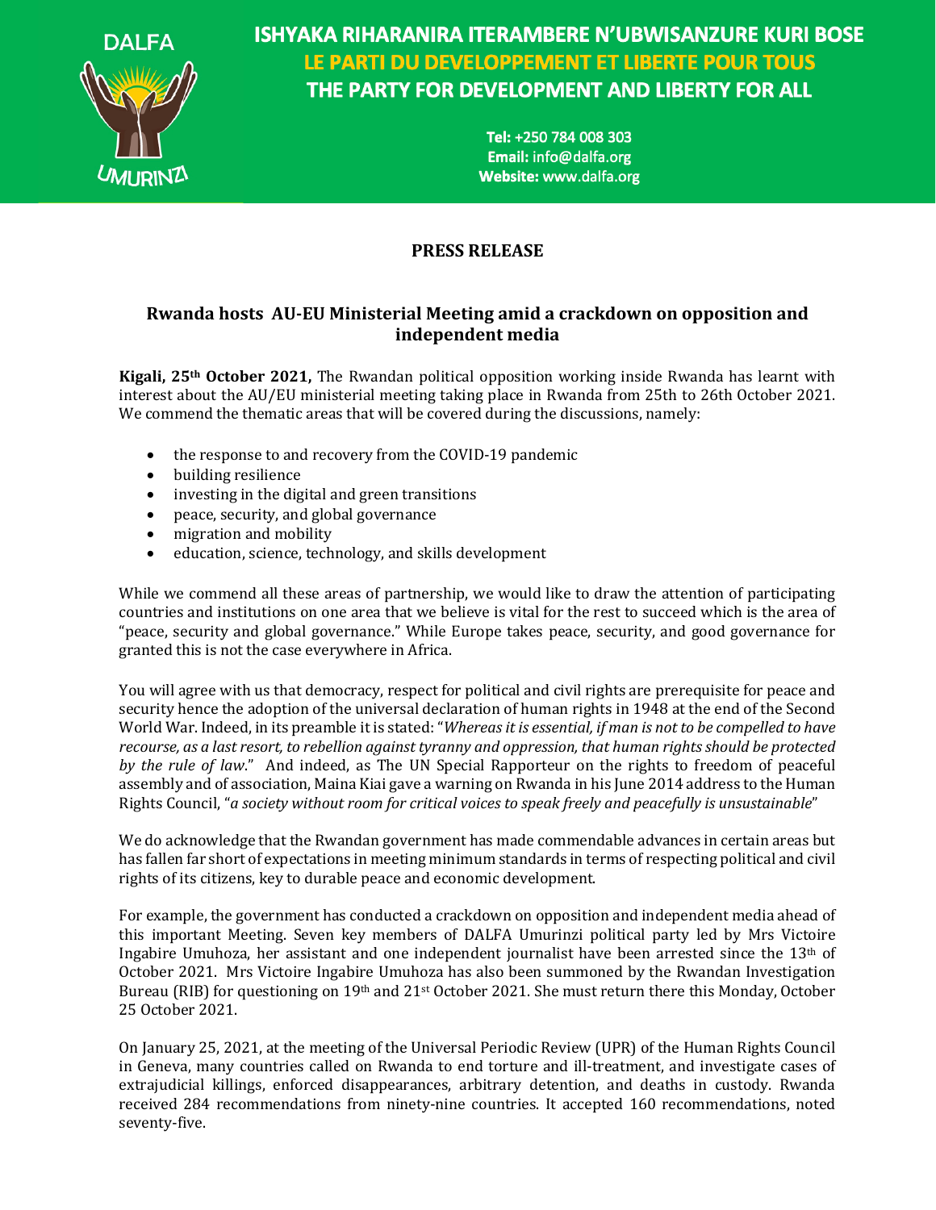DALFA

UMURINZI

**ISHYAKA RIHARANIRA ITERAMBERE N'UBWISANZURE KURI BOSE**
**LE PARTI DU DEVELOPPEMENT ET LIBERTE POUR TOUS**
**THE PARTY FOR DEVELOPMENT AND LIBERTY FOR ALL**

**Tel:** +250 784 008 303
**Email:** info@dalfa.org
**Website:** www.dalfa.org

## PRESS RELEASE

### Rwanda hosts AU-EU Ministerial Meeting amid a crackdown on opposition and independent media

**Kigali, 25th October 2021,** The Rwandan political opposition working inside Rwanda has learnt with interest about the AU/EU ministerial meeting taking place in Rwanda from 25th to 26th October 2021. We commend the thematic areas that will be covered during the discussions, namely:

- the response to and recovery from the COVID-19 pandemic
- building resilience
- investing in the digital and green transitions
- peace, security, and global governance
- migration and mobility
- education, science, technology, and skills development

While we commend all these areas of partnership, we would like to draw the attention of participating countries and institutions on one area that we believe is vital for the rest to succeed which is the area of "peace, security and global governance." While Europe takes peace, security, and good governance for granted this is not the case everywhere in Africa.

You will agree with us that democracy, respect for political and civil rights are prerequisite for peace and security hence the adoption of the universal declaration of human rights in 1948 at the end of the Second World War. Indeed, in its preamble it is stated: "*Whereas it is essential, if man is not to be compelled to have recourse, as a last resort, to rebellion against tyranny and oppression, that human rights should be protected by the rule of law*." And indeed, as The UN Special Rapporteur on the rights to freedom of peaceful assembly and of association, Maina Kiai gave a warning on Rwanda in his June 2014 address to the Human Rights Council, "*a society without room for critical voices to speak freely and peacefully is unsustainable*"

We do acknowledge that the Rwandan government has made commendable advances in certain areas but has fallen far short of expectations in meeting minimum standards in terms of respecting political and civil rights of its citizens, key to durable peace and economic development.

For example, the government has conducted a crackdown on opposition and independent media ahead of this important Meeting. Seven key members of DALFA Umurinzi political party led by Mrs Victoire Ingabire Umuhoza, her assistant and one independent journalist have been arrested since the 13th of October 2021. Mrs Victoire Ingabire Umuhoza has also been summoned by the Rwandan Investigation Bureau (RIB) for questioning on 19th and 21st October 2021. She must return there this Monday, October 25 October 2021.

On January 25, 2021, at the meeting of the Universal Periodic Review (UPR) of the Human Rights Council in Geneva, many countries called on Rwanda to end torture and ill-treatment, and investigate cases of extrajudicial killings, enforced disappearances, arbitrary detention, and deaths in custody. Rwanda received 284 recommendations from ninety-nine countries. It accepted 160 recommendations, noted seventy-five.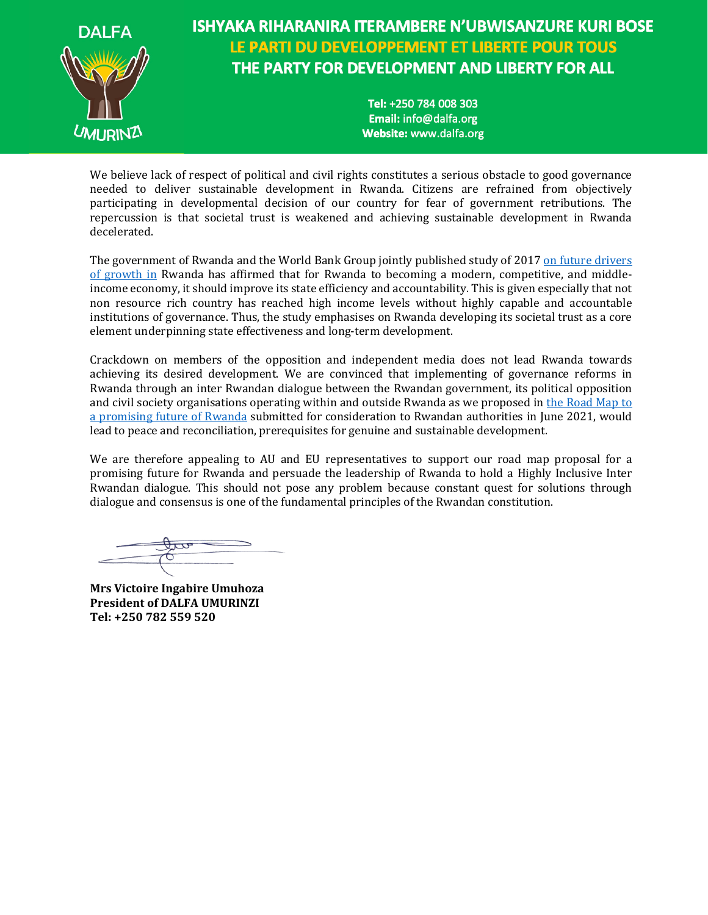We believe lack of respect of political and civil rights constitutes a serious obstacle to good governance needed to deliver sustainable development in Rwanda. Citizens are refrained from objectively participating in developmental decision of our country for fear of government retributions. The repercussion is that societal trust is weakened and achieving sustainable development in Rwanda decelerated.

The government of Rwanda and the World Bank Group jointly published study of 2017 on future drivers of growth in Rwanda has affirmed that for Rwanda to becoming a modern, competitive, and middle-income economy, it should improve its state efficiency and accountability. This is given especially that not non resource rich country has reached high income levels without highly capable and accountable institutions of governance. Thus, the study emphasises on Rwanda developing its societal trust as a core element underpinning state effectiveness and long-term development.

Crackdown on members of the opposition and independent media does not lead Rwanda towards achieving its desired development. We are convinced that implementing of governance reforms in Rwanda through an inter Rwandan dialogue between the Rwandan government, its political opposition and civil society organisations operating within and outside Rwanda as we proposed in the Road Map to a promising future of Rwanda submitted for consideration to Rwandan authorities in June 2021, would lead to peace and reconciliation, prerequisites for genuine and sustainable development.

We are therefore appealing to AU and EU representatives to support our road map proposal for a promising future for Rwanda and persuade the leadership of Rwanda to hold a Highly Inclusive Inter Rwandan dialogue. This should not pose any problem because constant quest for solutions through dialogue and consensus is one of the fundamental principles of the Rwandan constitution.

**Mrs Victoire Ingabire Umuhoza**
**President of DALFA UMURINZI**
**Tel: +250 782 559 520**